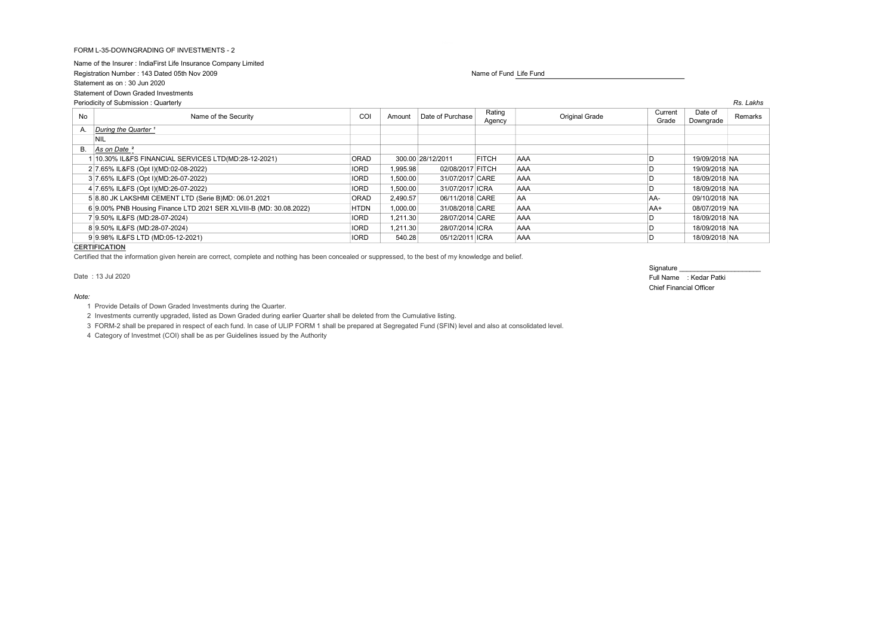FORM L-35-DOWNGRADING OF INVESTMENTS - 2

Name of the Insurer : IndiaFirst Life Insurance Company Limited

Registration Number : 143 Dated 05th Nov 2009

Name of Fund Life Fund

Statement as on : 30 Jun 2020

Statement of Down Graded Investments

Periodicity of Submission : Quarterly

*Rs. Lakhs*

| No | Name of the Security | COI | Amount | Date of Purchase | Rating Agency | Original Grade | Current Grade | Date of Downgrade | Remarks |
|---|---|---|---|---|---|---|---|---|---|
| A. | *During the Quarter [1]* | | | | | | | | |
| | NIL | | | | | | | | |
| B. | *As on Date [2]* | | | | | | | | |
| 1 | 10.30% IL&FS FINANCIAL SERVICES LTD(MD:28-12-2021) | ORAD | 300.00 | 28/12/2011 | FITCH | AAA | D | 19/09/2018 | NA |
| 2 | 7.65% IL&FS (Opt I)(MD:02-08-2022) | IORD | 1,995.98 | 02/08/2017 | FITCH | AAA | D | 19/09/2018 | NA |
| 3 | 7.65% IL&FS (Opt I)(MD:26-07-2022) | IORD | 1,500.00 | 31/07/2017 | CARE | AAA | D | 18/09/2018 | NA |
| 4 | 7.65% IL&FS (Opt I)(MD:26-07-2022) | IORD | 1,500.00 | 31/07/2017 | ICRA | AAA | D | 18/09/2018 | NA |
| 5 | 8.80 JK LAKSHMI CEMENT LTD (Serie B)MD: 06.01.2021 | ORAD | 2,490.57 | 06/11/2018 | CARE | AA | AA- | 09/10/2018 | NA |
| 6 | 9.00% PNB Housing Finance LTD 2021 SER XLVIII-B (MD: 30.08.2022) | HTDN | 1,000.00 | 31/08/2018 | CARE | AAA | AA+ | 08/07/2019 | NA |
| 7 | 9.50% IL&FS (MD:28-07-2024) | IORD | 1,211.30 | 28/07/2014 | CARE | AAA | D | 18/09/2018 | NA |
| 8 | 9.50% IL&FS (MD:28-07-2024) | IORD | 1,211.30 | 28/07/2014 | ICRA | AAA | D | 18/09/2018 | NA |
| 9 | 9.98% IL&FS LTD (MD:05-12-2021) | IORD | 540.28 | 05/12/2011 | ICRA | AAA | D | 18/09/2018 | NA |

**CERTIFICATION**

Certified that the information given herein are correct, complete and nothing has been concealed or suppressed, to the best of my knowledge and belief.

Signature ______________________

Date : 13 Jul 2020

Full Name : Kedar Patki

Chief Financial Officer

*Note:*

1. Provide Details of Down Graded Investments during the Quarter.
2. Investments currently upgraded, listed as Down Graded during earlier Quarter shall be deleted from the Cumulative listing.
3. FORM-2 shall be prepared in respect of each fund. In case of ULIP FORM 1 shall be prepared at Segregated Fund (SFIN) level and also at consolidated level.
4. Category of Investmet (COI) shall be as per Guidelines issued by the Authority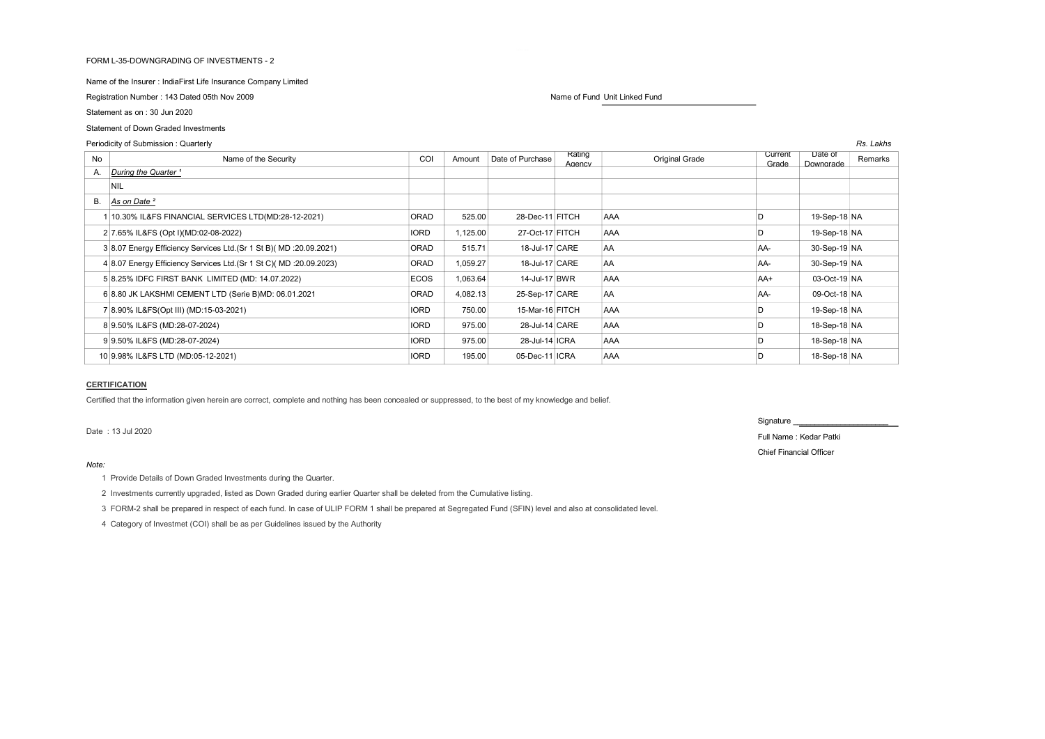FORM L-35-DOWNGRADING OF INVESTMENTS - 2

Name of the Insurer : IndiaFirst Life Insurance Company Limited

Registration Number : 143 Dated 05th Nov 2009

Name of Fund Unit Linked Fund

Statement as on : 30 Jun 2020

Statement of Down Graded Investments

Periodicity of Submission : Quarterly

*Rs. Lakhs*

| No | Name of the Security | COI | Amount | Date of Purchase | Rating Agency | Original Grade | Current Grade | Date of Downgrade | Remarks |
|---|---|---|---|---|---|---|---|---|---|
| A. | *During the Quarter [1]* | | | | | | | | |
| | NIL | | | | | | | | |
| B. | *As on Date [2]* | | | | | | | | |
| 1 | 10.30% IL&FS FINANCIAL SERVICES LTD(MD:28-12-2021) | ORAD | 525.00 | 28-Dec-11 | FITCH | AAA | D | 19-Sep-18 | NA |
| 2 | 7.65% IL&FS (Opt I)(MD:02-08-2022) | IORD | 1,125.00 | 27-Oct-17 | FITCH | AAA | D | 19-Sep-18 | NA |
| 3 | 8.07 Energy Efficiency Services Ltd.(Sr 1 St B)( MD :20.09.2021) | ORAD | 515.71 | 18-Jul-17 | CARE | AA | AA- | 30-Sep-19 | NA |
| 4 | 8.07 Energy Efficiency Services Ltd.(Sr 1 St C)( MD :20.09.2023) | ORAD | 1,059.27 | 18-Jul-17 | CARE | AA | AA- | 30-Sep-19 | NA |
| 5 | 8.25% IDFC FIRST BANK LIMITED (MD: 14.07.2022) | ECOS | 1,063.64 | 14-Jul-17 | BWR | AAA | AA+ | 03-Oct-19 | NA |
| 6 | 8.80 JK LAKSHMI CEMENT LTD (Serie B)MD: 06.01.2021 | ORAD | 4,082.13 | 25-Sep-17 | CARE | AA | AA- | 09-Oct-18 | NA |
| 7 | 8.90% IL&FS(Opt III) (MD:15-03-2021) | IORD | 750.00 | 15-Mar-16 | FITCH | AAA | D | 19-Sep-18 | NA |
| 8 | 9.50% IL&FS (MD:28-07-2024) | IORD | 975.00 | 28-Jul-14 | CARE | AAA | D | 18-Sep-18 | NA |
| 9 | 9.50% IL&FS (MD:28-07-2024) | IORD | 975.00 | 28-Jul-14 | ICRA | AAA | D | 18-Sep-18 | NA |
| 10 | 9.98% IL&FS LTD (MD:05-12-2021) | IORD | 195.00 | 05-Dec-11 | ICRA | AAA | D | 18-Sep-18 | NA |

**CERTIFICATION**

Certified that the information given herein are correct, complete and nothing has been concealed or suppressed, to the best of my knowledge and belief.

Date : 13 Jul 2020

Signature ____________________

Full Name : Kedar Patki

Chief Financial Officer

*Note:*

1. Provide Details of Down Graded Investments during the Quarter.
2. Investments currently upgraded, listed as Down Graded during earlier Quarter shall be deleted from the Cumulative listing.
3. FORM-2 shall be prepared in respect of each fund. In case of ULIP FORM 1 shall be prepared at Segregated Fund (SFIN) level and also at consolidated level.
4. Category of Investmet (COI) shall be as per Guidelines issued by the Authority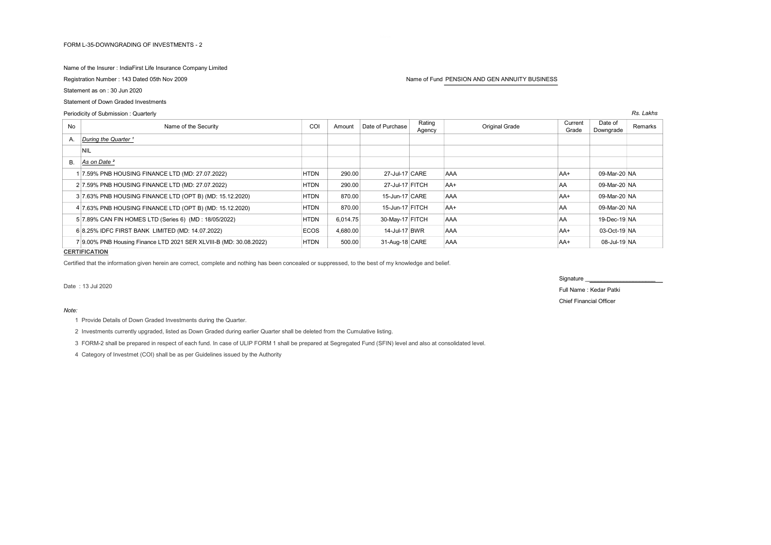FORM L-35-DOWNGRADING OF INVESTMENTS - 2

Name of the Insurer : IndiaFirst Life Insurance Company Limited

Registration Number : 143 Dated 05th Nov 2009

Name of Fund PENSION AND GEN ANNUITY BUSINESS

Statement as on : 30 Jun 2020

Statement of Down Graded Investments

Periodicity of Submission : Quarterly

*Rs. Lakhs*

| No | Name of the Security | COI | Amount | Date of Purchase | Rating Agency | Original Grade | Current Grade | Date of Downgrade | Remarks |
|---|---|---|---|---|---|---|---|---|---|
| A. | *During the Quarter* [1] | | | | | | | | |
| | NIL | | | | | | | | |
| B. | *As on Date* [2] | | | | | | | | |
| 1 | 7.59% PNB HOUSING FINANCE LTD (MD: 27.07.2022) | HTDN | 290.00 | 27-Jul-17 | CARE | AAA | AA+ | 09-Mar-20 | NA |
| 2 | 7.59% PNB HOUSING FINANCE LTD (MD: 27.07.2022) | HTDN | 290.00 | 27-Jul-17 | FITCH | AA+ | AA | 09-Mar-20 | NA |
| 3 | 7.63% PNB HOUSING FINANCE LTD (OPT B) (MD: 15.12.2020) | HTDN | 870.00 | 15-Jun-17 | CARE | AAA | AA+ | 09-Mar-20 | NA |
| 4 | 7.63% PNB HOUSING FINANCE LTD (OPT B) (MD: 15.12.2020) | HTDN | 870.00 | 15-Jun-17 | FITCH | AA+ | AA | 09-Mar-20 | NA |
| 5 | 7.89% CAN FIN HOMES LTD (Series 6) (MD : 18/05/2022) | HTDN | 6,014.75 | 30-May-17 | FITCH | AAA | AA | 19-Dec-19 | NA |
| 6 | 8.25% IDFC FIRST BANK LIMITED (MD: 14.07.2022) | ECOS | 4,680.00 | 14-Jul-17 | BWR | AAA | AA+ | 03-Oct-19 | NA |
| 7 | 9.00% PNB Housing Finance LTD 2021 SER XLVIII-B (MD: 30.08.2022) | HTDN | 500.00 | 31-Aug-18 | CARE | AAA | AA+ | 08-Jul-19 | NA |

**CERTIFICATION**

Certified that the information given herein are correct, complete and nothing has been concealed or suppressed, to the best of my knowledge and belief.

Date : 13 Jul 2020

Signature \_\_\_\_\_\_\_\_\_\_\_\_\_\_\_\_\_\_\_\_\_\_

Full Name : Kedar Patki

Chief Financial Officer

*Note:*

1 Provide Details of Down Graded Investments during the Quarter.

2 Investments currently upgraded, listed as Down Graded during earlier Quarter shall be deleted from the Cumulative listing.

3 FORM-2 shall be prepared in respect of each fund. In case of ULIP FORM 1 shall be prepared at Segregated Fund (SFIN) level and also at consolidated level.

4 Category of Investmet (COI) shall be as per Guidelines issued by the Authority